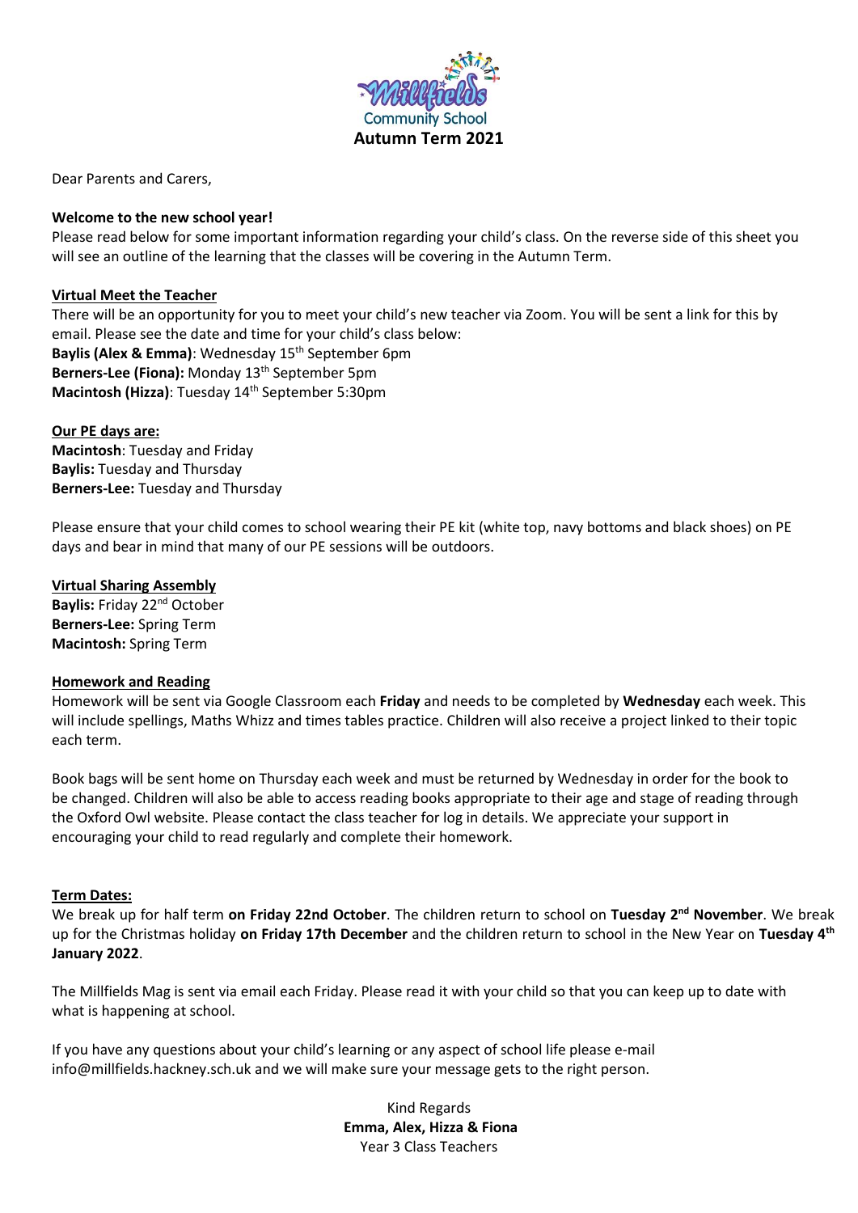Millfields Community School

# Autumn Term 2021

Dear Parents and Carers,

**Welcome to the new school year!**

Please read below for some important information regarding your child's class. On the reverse side of this sheet you will see an outline of the learning that the classes will be covering in the Autumn Term.

**Virtual Meet the Teacher**

There will be an opportunity for you to meet your child's new teacher via Zoom. You will be sent a link for this by email. Please see the date and time for your child's class below:

**Baylis (Alex & Emma)**: Wednesday 15th September 6pm
**Berners-Lee (Fiona):** Monday 13th September 5pm
**Macintosh (Hizza)**: Tuesday 14th September 5:30pm

**Our PE days are:**

**Macintosh**: Tuesday and Friday
**Baylis:** Tuesday and Thursday
**Berners-Lee:** Tuesday and Thursday

Please ensure that your child comes to school wearing their PE kit (white top, navy bottoms and black shoes) on PE days and bear in mind that many of our PE sessions will be outdoors.

**Virtual Sharing Assembly**

**Baylis:** Friday 22nd October
**Berners-Lee:** Spring Term
**Macintosh:** Spring Term

**Homework and Reading**

Homework will be sent via Google Classroom each **Friday** and needs to be completed by **Wednesday** each week. This will include spellings, Maths Whizz and times tables practice. Children will also receive a project linked to their topic each term.

Book bags will be sent home on Thursday each week and must be returned by Wednesday in order for the book to be changed. Children will also be able to access reading books appropriate to their age and stage of reading through the Oxford Owl website. Please contact the class teacher for log in details. We appreciate your support in encouraging your child to read regularly and complete their homework.

**Term Dates:**

We break up for half term **on Friday 22nd October**. The children return to school on **Tuesday 2nd November**. We break up for the Christmas holiday **on Friday 17th December** and the children return to school in the New Year on **Tuesday 4th January 2022**.

The Millfields Mag is sent via email each Friday. Please read it with your child so that you can keep up to date with what is happening at school.

If you have any questions about your child's learning or any aspect of school life please e-mail info@millfields.hackney.sch.uk and we will make sure your message gets to the right person.

Kind Regards
**Emma, Alex, Hizza & Fiona**
Year 3 Class Teachers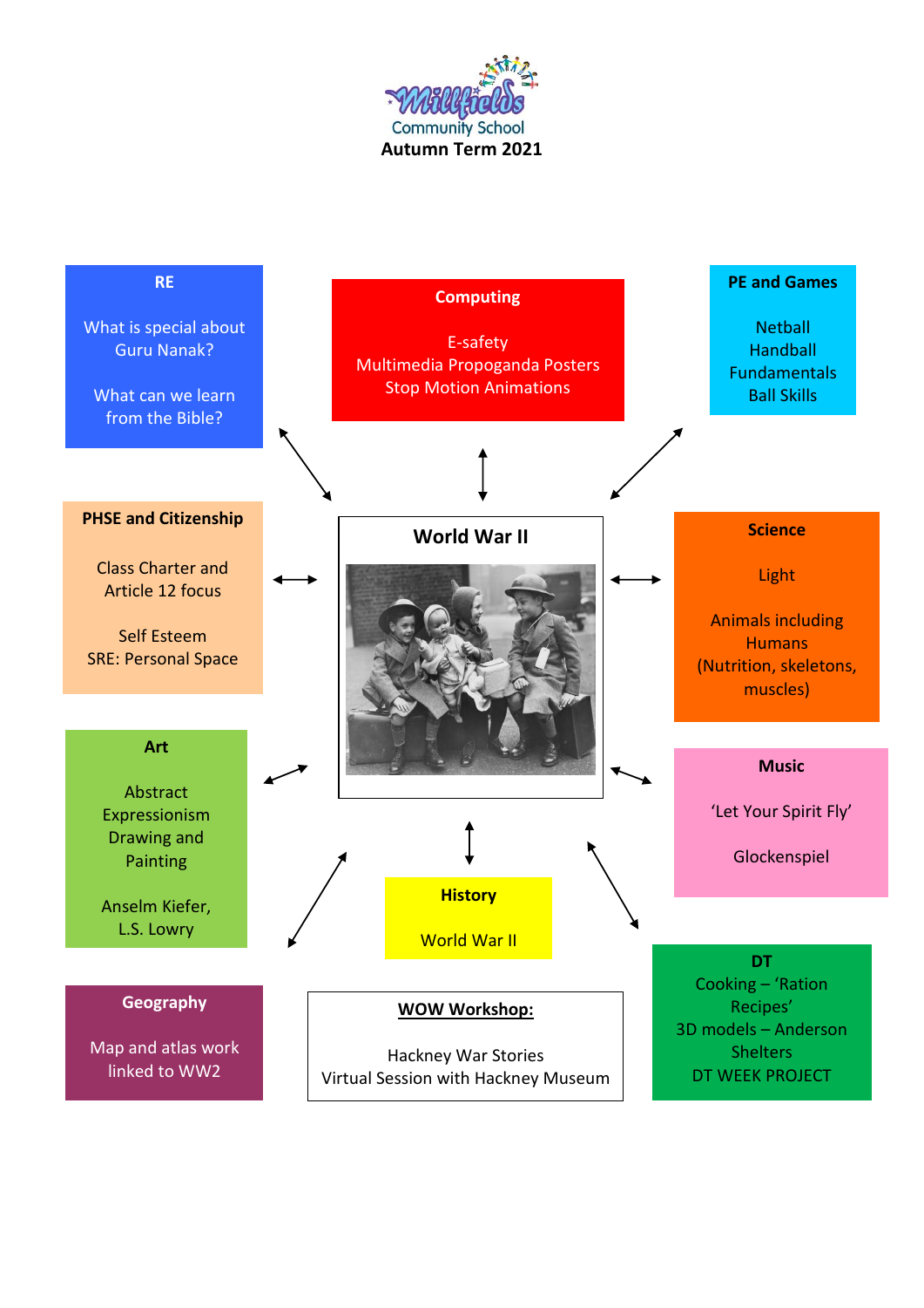Millfields Community School

**Autumn Term 2021**

## World War II

### RE

What is special about Guru Nanak?

What can we learn from the Bible?

### Computing

E-safety

Multimedia Propoganda Posters

Stop Motion Animations

### PE and Games

Netball

Handball

Fundamentals

Ball Skills

### PHSE and Citizenship

Class Charter and Article 12 focus

Self Esteem

SRE: Personal Space

### Science

Light

Animals including Humans (Nutrition, skeletons, muscles)

### Art

Abstract Expressionism Drawing and Painting

Anselm Kiefer, L.S. Lowry

### Music

'Let Your Spirit Fly'

Glockenspiel

### History

World War II

### DT

Cooking – 'Ration Recipes'

3D models – Anderson Shelters

DT WEEK PROJECT

### Geography

Map and atlas work linked to WW2

### WOW Workshop:

Hackney War Stories

Virtual Session with Hackney Museum